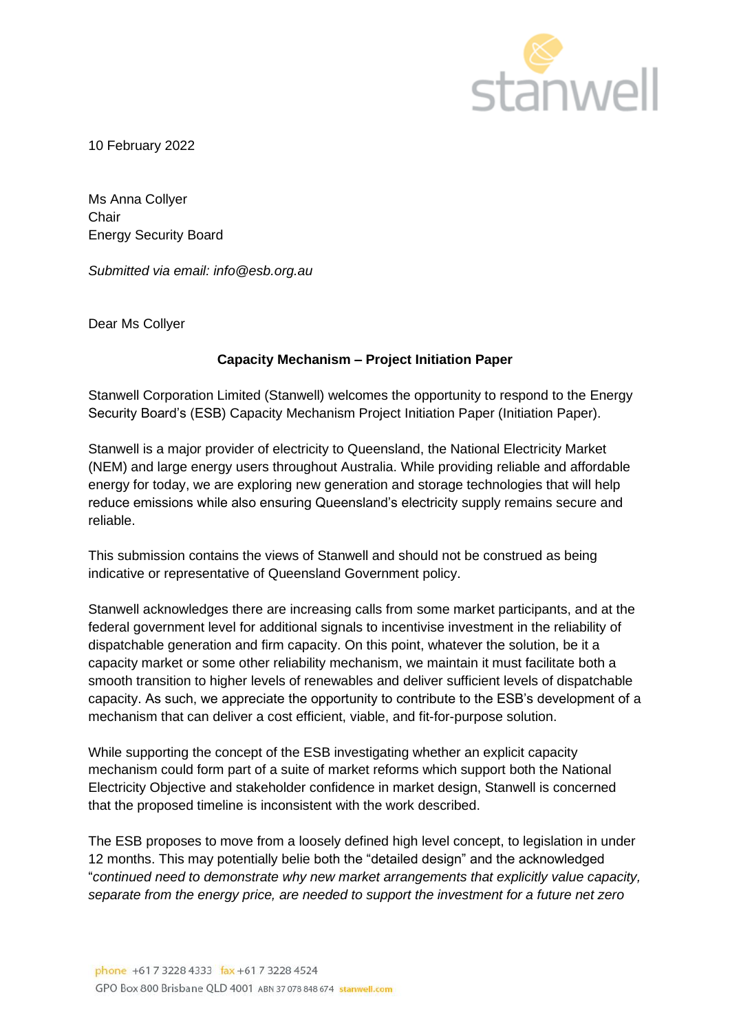10 February 2022

Ms Anna Collyer
Chair
Energy Security Board

*Submitted via email: info@esb.org.au*

Dear Ms Collyer

**Capacity Mechanism – Project Initiation Paper**

Stanwell Corporation Limited (Stanwell) welcomes the opportunity to respond to the Energy Security Board's (ESB) Capacity Mechanism Project Initiation Paper (Initiation Paper).

Stanwell is a major provider of electricity to Queensland, the National Electricity Market (NEM) and large energy users throughout Australia. While providing reliable and affordable energy for today, we are exploring new generation and storage technologies that will help reduce emissions while also ensuring Queensland's electricity supply remains secure and reliable.

This submission contains the views of Stanwell and should not be construed as being indicative or representative of Queensland Government policy.

Stanwell acknowledges there are increasing calls from some market participants, and at the federal government level for additional signals to incentivise investment in the reliability of dispatchable generation and firm capacity. On this point, whatever the solution, be it a capacity market or some other reliability mechanism, we maintain it must facilitate both a smooth transition to higher levels of renewables and deliver sufficient levels of dispatchable capacity. As such, we appreciate the opportunity to contribute to the ESB's development of a mechanism that can deliver a cost efficient, viable, and fit-for-purpose solution.

While supporting the concept of the ESB investigating whether an explicit capacity mechanism could form part of a suite of market reforms which support both the National Electricity Objective and stakeholder confidence in market design, Stanwell is concerned that the proposed timeline is inconsistent with the work described.

The ESB proposes to move from a loosely defined high level concept, to legislation in under 12 months. This may potentially belie both the "detailed design" and the acknowledged "*continued need to demonstrate why new market arrangements that explicitly value capacity, separate from the energy price, are needed to support the investment for a future net zero*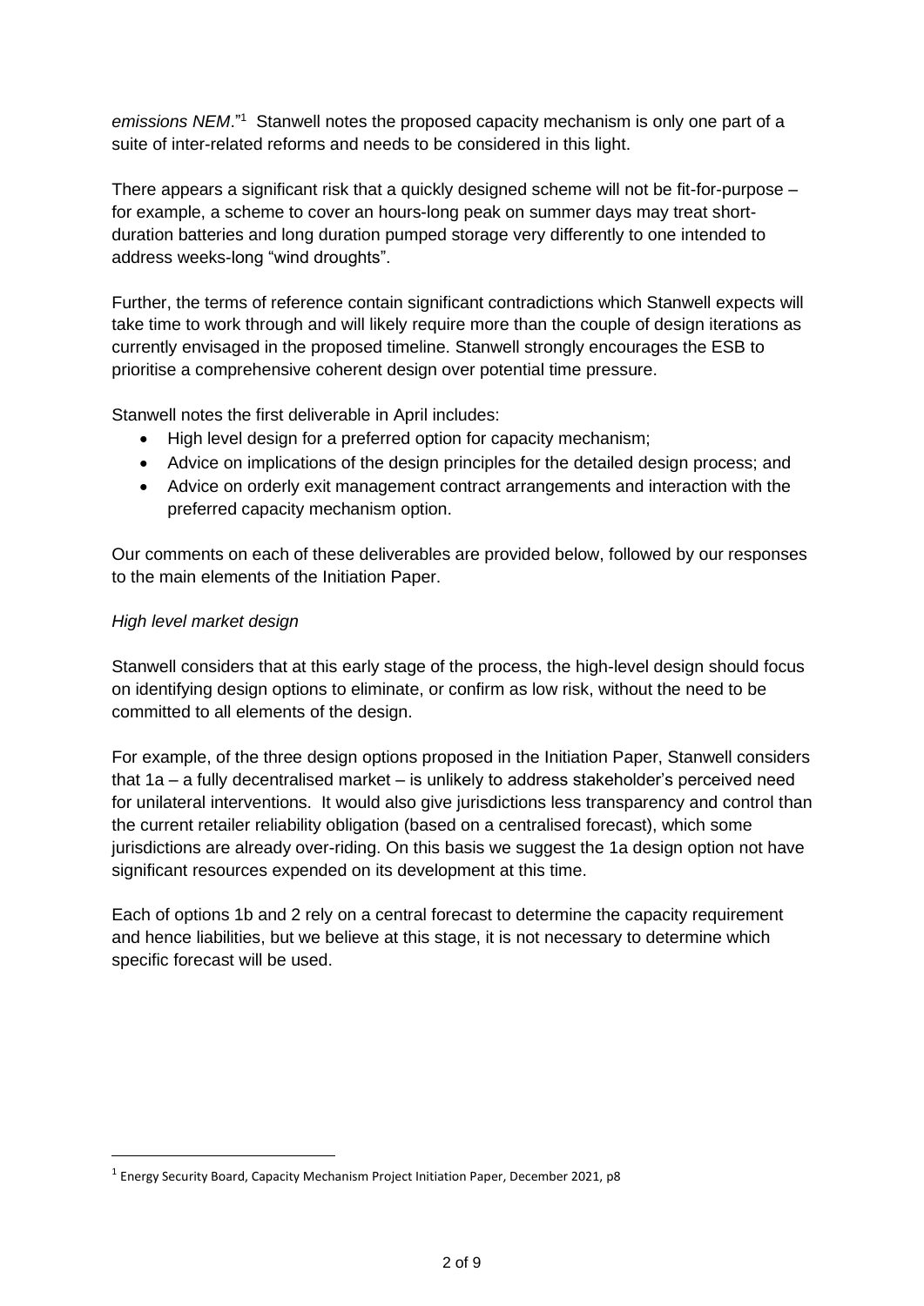*emissions NEM*."[1] Stanwell notes the proposed capacity mechanism is only one part of a suite of inter-related reforms and needs to be considered in this light.

There appears a significant risk that a quickly designed scheme will not be fit-for-purpose – for example, a scheme to cover an hours-long peak on summer days may treat short-duration batteries and long duration pumped storage very differently to one intended to address weeks-long "wind droughts".

Further, the terms of reference contain significant contradictions which Stanwell expects will take time to work through and will likely require more than the couple of design iterations as currently envisaged in the proposed timeline. Stanwell strongly encourages the ESB to prioritise a comprehensive coherent design over potential time pressure.

Stanwell notes the first deliverable in April includes:

- High level design for a preferred option for capacity mechanism;
- Advice on implications of the design principles for the detailed design process; and
- Advice on orderly exit management contract arrangements and interaction with the preferred capacity mechanism option.

Our comments on each of these deliverables are provided below, followed by our responses to the main elements of the Initiation Paper.

*High level market design*

Stanwell considers that at this early stage of the process, the high-level design should focus on identifying design options to eliminate, or confirm as low risk, without the need to be committed to all elements of the design.

For example, of the three design options proposed in the Initiation Paper, Stanwell considers that 1a – a fully decentralised market – is unlikely to address stakeholder's perceived need for unilateral interventions. It would also give jurisdictions less transparency and control than the current retailer reliability obligation (based on a centralised forecast), which some jurisdictions are already over-riding. On this basis we suggest the 1a design option not have significant resources expended on its development at this time.

Each of options 1b and 2 rely on a central forecast to determine the capacity requirement and hence liabilities, but we believe at this stage, it is not necessary to determine which specific forecast will be used.

[1] Energy Security Board, Capacity Mechanism Project Initiation Paper, December 2021, p8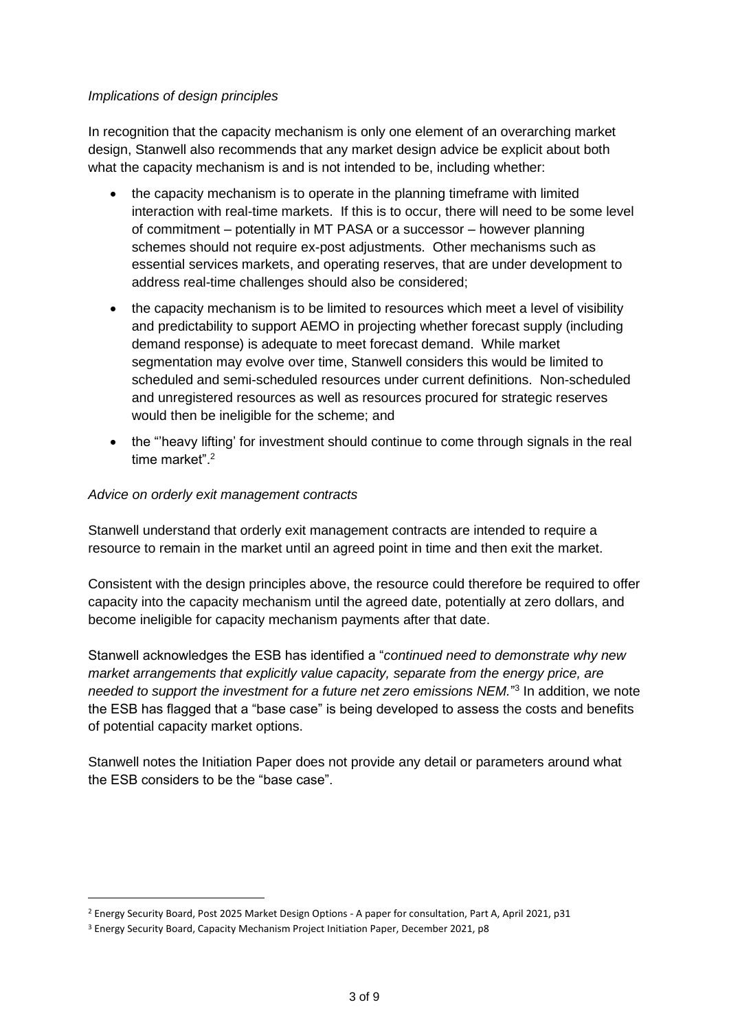*Implications of design principles*

In recognition that the capacity mechanism is only one element of an overarching market design, Stanwell also recommends that any market design advice be explicit about both what the capacity mechanism is and is not intended to be, including whether:

- the capacity mechanism is to operate in the planning timeframe with limited interaction with real-time markets. If this is to occur, there will need to be some level of commitment – potentially in MT PASA or a successor – however planning schemes should not require ex-post adjustments. Other mechanisms such as essential services markets, and operating reserves, that are under development to address real-time challenges should also be considered;
- the capacity mechanism is to be limited to resources which meet a level of visibility and predictability to support AEMO in projecting whether forecast supply (including demand response) is adequate to meet forecast demand. While market segmentation may evolve over time, Stanwell considers this would be limited to scheduled and semi-scheduled resources under current definitions. Non-scheduled and unregistered resources as well as resources procured for strategic reserves would then be ineligible for the scheme; and
- the "'heavy lifting' for investment should continue to come through signals in the real time market".[2]

*Advice on orderly exit management contracts*

Stanwell understand that orderly exit management contracts are intended to require a resource to remain in the market until an agreed point in time and then exit the market.

Consistent with the design principles above, the resource could therefore be required to offer capacity into the capacity mechanism until the agreed date, potentially at zero dollars, and become ineligible for capacity mechanism payments after that date.

Stanwell acknowledges the ESB has identified a "*continued need to demonstrate why new market arrangements that explicitly value capacity, separate from the energy price, are needed to support the investment for a future net zero emissions NEM.*"[3] In addition, we note the ESB has flagged that a "base case" is being developed to assess the costs and benefits of potential capacity market options.

Stanwell notes the Initiation Paper does not provide any detail or parameters around what the ESB considers to be the "base case".

---

[2] Energy Security Board, Post 2025 Market Design Options - A paper for consultation, Part A, April 2021, p31

[3] Energy Security Board, Capacity Mechanism Project Initiation Paper, December 2021, p8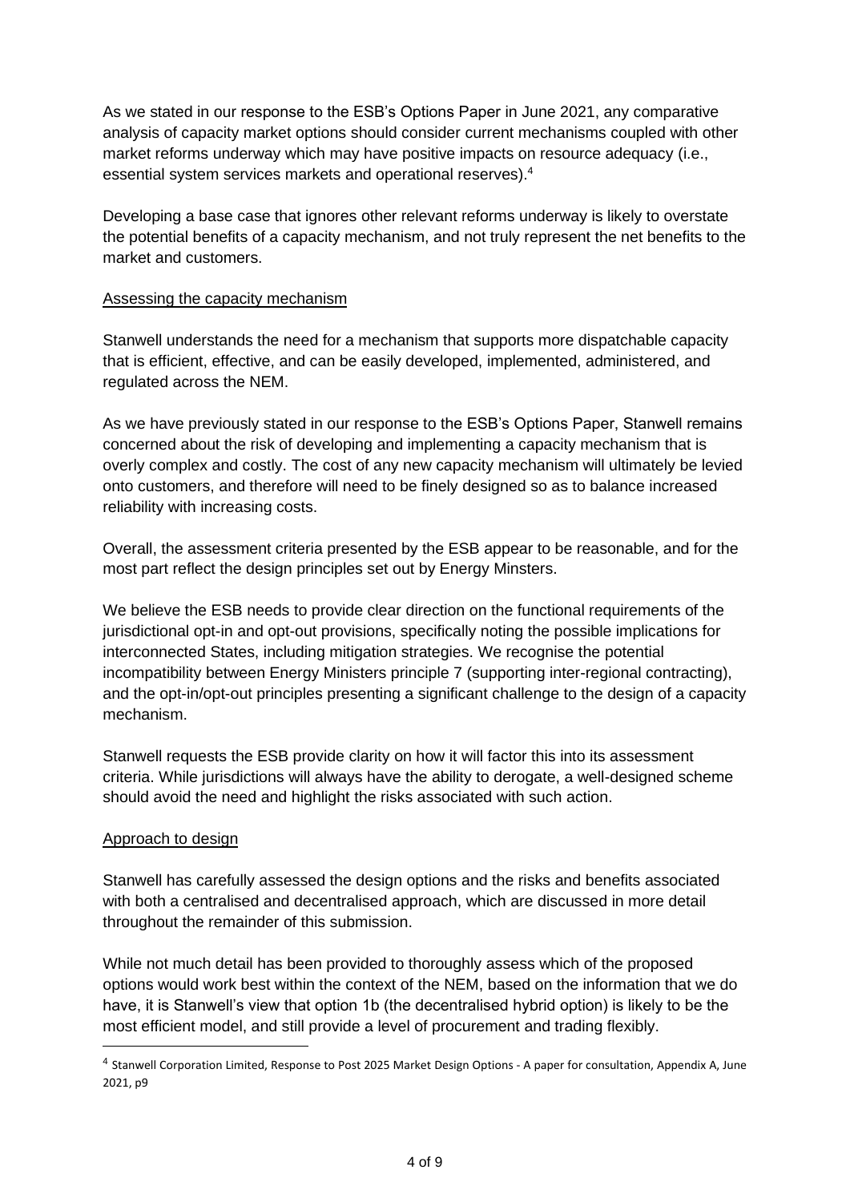As we stated in our response to the ESB's Options Paper in June 2021, any comparative analysis of capacity market options should consider current mechanisms coupled with other market reforms underway which may have positive impacts on resource adequacy (i.e., essential system services markets and operational reserves).[4]

Developing a base case that ignores other relevant reforms underway is likely to overstate the potential benefits of a capacity mechanism, and not truly represent the net benefits to the market and customers.

<u>Assessing the capacity mechanism</u>

Stanwell understands the need for a mechanism that supports more dispatchable capacity that is efficient, effective, and can be easily developed, implemented, administered, and regulated across the NEM.

As we have previously stated in our response to the ESB's Options Paper, Stanwell remains concerned about the risk of developing and implementing a capacity mechanism that is overly complex and costly. The cost of any new capacity mechanism will ultimately be levied onto customers, and therefore will need to be finely designed so as to balance increased reliability with increasing costs.

Overall, the assessment criteria presented by the ESB appear to be reasonable, and for the most part reflect the design principles set out by Energy Minsters.

We believe the ESB needs to provide clear direction on the functional requirements of the jurisdictional opt-in and opt-out provisions, specifically noting the possible implications for interconnected States, including mitigation strategies. We recognise the potential incompatibility between Energy Ministers principle 7 (supporting inter-regional contracting), and the opt-in/opt-out principles presenting a significant challenge to the design of a capacity mechanism.

Stanwell requests the ESB provide clarity on how it will factor this into its assessment criteria. While jurisdictions will always have the ability to derogate, a well-designed scheme should avoid the need and highlight the risks associated with such action.

<u>Approach to design</u>

Stanwell has carefully assessed the design options and the risks and benefits associated with both a centralised and decentralised approach, which are discussed in more detail throughout the remainder of this submission.

While not much detail has been provided to thoroughly assess which of the proposed options would work best within the context of the NEM, based on the information that we do have, it is Stanwell's view that option 1b (the decentralised hybrid option) is likely to be the most efficient model, and still provide a level of procurement and trading flexibly.

---

[4] Stanwell Corporation Limited, Response to Post 2025 Market Design Options - A paper for consultation, Appendix A, June 2021, p9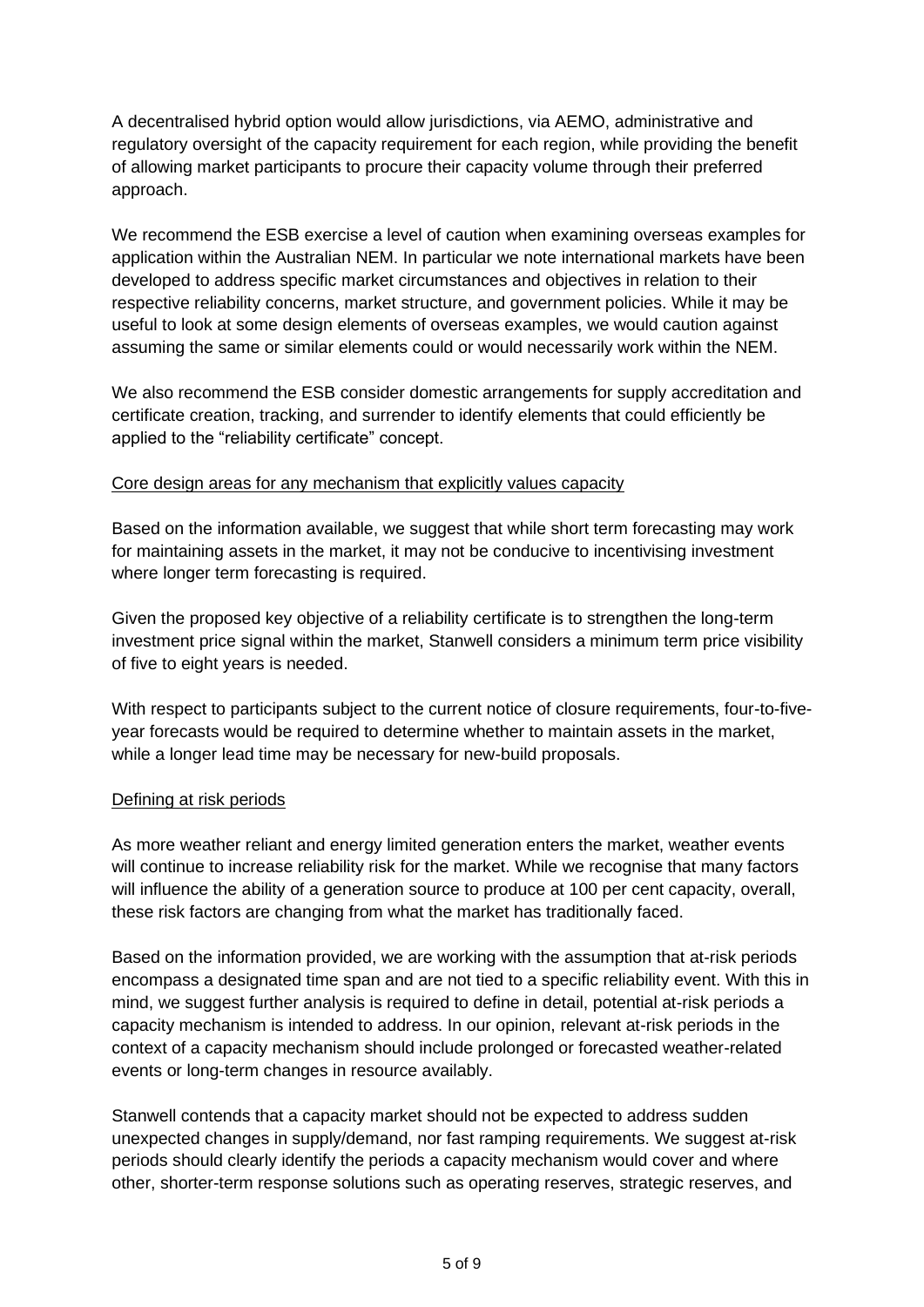A decentralised hybrid option would allow jurisdictions, via AEMO, administrative and regulatory oversight of the capacity requirement for each region, while providing the benefit of allowing market participants to procure their capacity volume through their preferred approach.

We recommend the ESB exercise a level of caution when examining overseas examples for application within the Australian NEM. In particular we note international markets have been developed to address specific market circumstances and objectives in relation to their respective reliability concerns, market structure, and government policies. While it may be useful to look at some design elements of overseas examples, we would caution against assuming the same or similar elements could or would necessarily work within the NEM.

We also recommend the ESB consider domestic arrangements for supply accreditation and certificate creation, tracking, and surrender to identify elements that could efficiently be applied to the "reliability certificate" concept.

<u>Core design areas for any mechanism that explicitly values capacity</u>

Based on the information available, we suggest that while short term forecasting may work for maintaining assets in the market, it may not be conducive to incentivising investment where longer term forecasting is required.

Given the proposed key objective of a reliability certificate is to strengthen the long-term investment price signal within the market, Stanwell considers a minimum term price visibility of five to eight years is needed.

With respect to participants subject to the current notice of closure requirements, four-to-five-year forecasts would be required to determine whether to maintain assets in the market, while a longer lead time may be necessary for new-build proposals.

<u>Defining at risk periods</u>

As more weather reliant and energy limited generation enters the market, weather events will continue to increase reliability risk for the market. While we recognise that many factors will influence the ability of a generation source to produce at 100 per cent capacity, overall, these risk factors are changing from what the market has traditionally faced.

Based on the information provided, we are working with the assumption that at-risk periods encompass a designated time span and are not tied to a specific reliability event. With this in mind, we suggest further analysis is required to define in detail, potential at-risk periods a capacity mechanism is intended to address. In our opinion, relevant at-risk periods in the context of a capacity mechanism should include prolonged or forecasted weather-related events or long-term changes in resource availably.

Stanwell contends that a capacity market should not be expected to address sudden unexpected changes in supply/demand, nor fast ramping requirements. We suggest at-risk periods should clearly identify the periods a capacity mechanism would cover and where other, shorter-term response solutions such as operating reserves, strategic reserves, and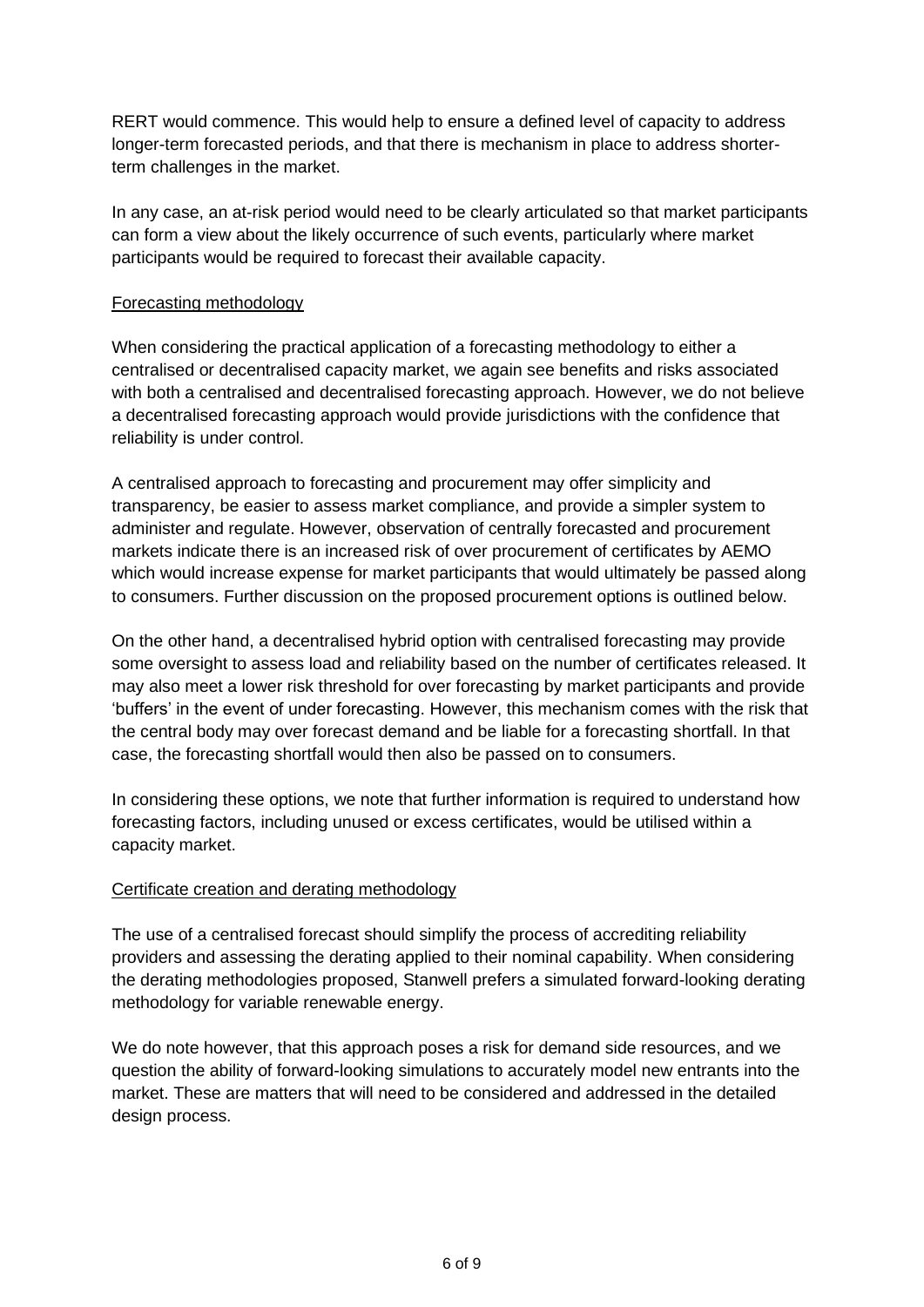RERT would commence. This would help to ensure a defined level of capacity to address longer-term forecasted periods, and that there is mechanism in place to address shorter-term challenges in the market.

In any case, an at-risk period would need to be clearly articulated so that market participants can form a view about the likely occurrence of such events, particularly where market participants would be required to forecast their available capacity.

Forecasting methodology

When considering the practical application of a forecasting methodology to either a centralised or decentralised capacity market, we again see benefits and risks associated with both a centralised and decentralised forecasting approach. However, we do not believe a decentralised forecasting approach would provide jurisdictions with the confidence that reliability is under control.

A centralised approach to forecasting and procurement may offer simplicity and transparency, be easier to assess market compliance, and provide a simpler system to administer and regulate. However, observation of centrally forecasted and procurement markets indicate there is an increased risk of over procurement of certificates by AEMO which would increase expense for market participants that would ultimately be passed along to consumers. Further discussion on the proposed procurement options is outlined below.

On the other hand, a decentralised hybrid option with centralised forecasting may provide some oversight to assess load and reliability based on the number of certificates released. It may also meet a lower risk threshold for over forecasting by market participants and provide 'buffers' in the event of under forecasting. However, this mechanism comes with the risk that the central body may over forecast demand and be liable for a forecasting shortfall. In that case, the forecasting shortfall would then also be passed on to consumers.

In considering these options, we note that further information is required to understand how forecasting factors, including unused or excess certificates, would be utilised within a capacity market.

Certificate creation and derating methodology

The use of a centralised forecast should simplify the process of accrediting reliability providers and assessing the derating applied to their nominal capability. When considering the derating methodologies proposed, Stanwell prefers a simulated forward-looking derating methodology for variable renewable energy.

We do note however, that this approach poses a risk for demand side resources, and we question the ability of forward-looking simulations to accurately model new entrants into the market. These are matters that will need to be considered and addressed in the detailed design process.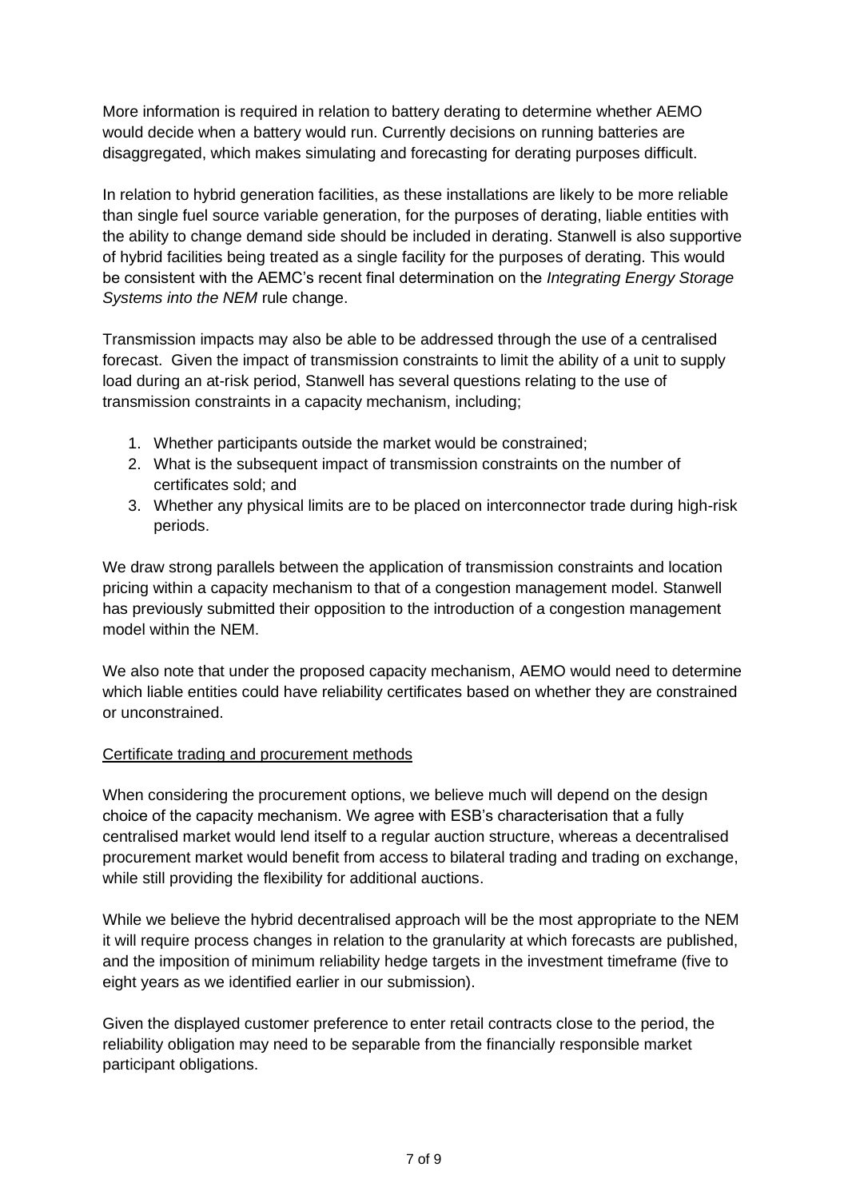More information is required in relation to battery derating to determine whether AEMO would decide when a battery would run. Currently decisions on running batteries are disaggregated, which makes simulating and forecasting for derating purposes difficult.

In relation to hybrid generation facilities, as these installations are likely to be more reliable than single fuel source variable generation, for the purposes of derating, liable entities with the ability to change demand side should be included in derating. Stanwell is also supportive of hybrid facilities being treated as a single facility for the purposes of derating. This would be consistent with the AEMC's recent final determination on the *Integrating Energy Storage Systems into the NEM* rule change.

Transmission impacts may also be able to be addressed through the use of a centralised forecast. Given the impact of transmission constraints to limit the ability of a unit to supply load during an at-risk period, Stanwell has several questions relating to the use of transmission constraints in a capacity mechanism, including;

1. Whether participants outside the market would be constrained;
2. What is the subsequent impact of transmission constraints on the number of certificates sold; and
3. Whether any physical limits are to be placed on interconnector trade during high-risk periods.

We draw strong parallels between the application of transmission constraints and location pricing within a capacity mechanism to that of a congestion management model. Stanwell has previously submitted their opposition to the introduction of a congestion management model within the NEM.

We also note that under the proposed capacity mechanism, AEMO would need to determine which liable entities could have reliability certificates based on whether they are constrained or unconstrained.

<u>Certificate trading and procurement methods</u>

When considering the procurement options, we believe much will depend on the design choice of the capacity mechanism. We agree with ESB's characterisation that a fully centralised market would lend itself to a regular auction structure, whereas a decentralised procurement market would benefit from access to bilateral trading and trading on exchange, while still providing the flexibility for additional auctions.

While we believe the hybrid decentralised approach will be the most appropriate to the NEM it will require process changes in relation to the granularity at which forecasts are published, and the imposition of minimum reliability hedge targets in the investment timeframe (five to eight years as we identified earlier in our submission).

Given the displayed customer preference to enter retail contracts close to the period, the reliability obligation may need to be separable from the financially responsible market participant obligations.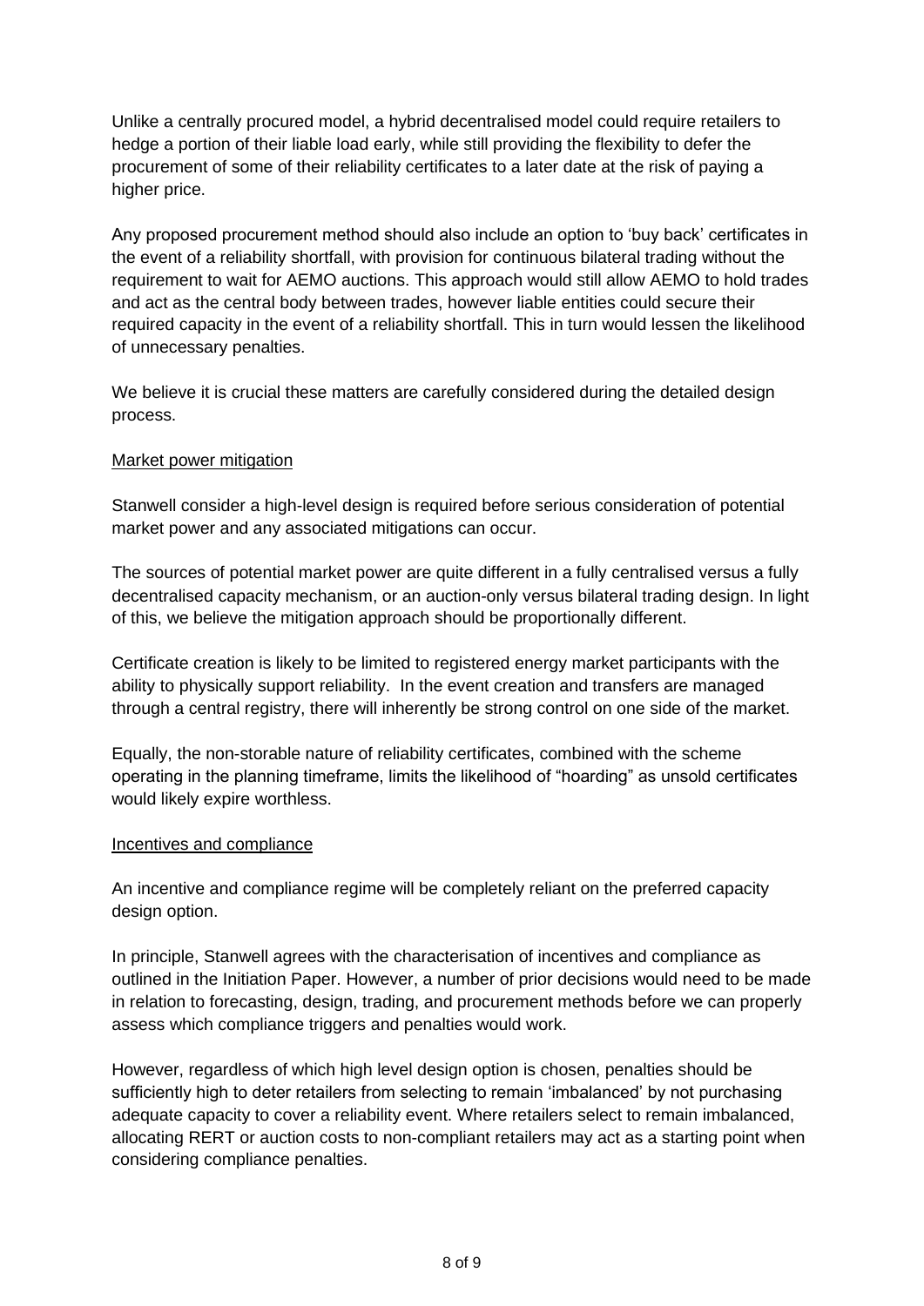Unlike a centrally procured model, a hybrid decentralised model could require retailers to hedge a portion of their liable load early, while still providing the flexibility to defer the procurement of some of their reliability certificates to a later date at the risk of paying a higher price.

Any proposed procurement method should also include an option to 'buy back' certificates in the event of a reliability shortfall, with provision for continuous bilateral trading without the requirement to wait for AEMO auctions. This approach would still allow AEMO to hold trades and act as the central body between trades, however liable entities could secure their required capacity in the event of a reliability shortfall. This in turn would lessen the likelihood of unnecessary penalties.

We believe it is crucial these matters are carefully considered during the detailed design process.

<u>Market power mitigation</u>

Stanwell consider a high-level design is required before serious consideration of potential market power and any associated mitigations can occur.

The sources of potential market power are quite different in a fully centralised versus a fully decentralised capacity mechanism, or an auction-only versus bilateral trading design. In light of this, we believe the mitigation approach should be proportionally different.

Certificate creation is likely to be limited to registered energy market participants with the ability to physically support reliability. In the event creation and transfers are managed through a central registry, there will inherently be strong control on one side of the market.

Equally, the non-storable nature of reliability certificates, combined with the scheme operating in the planning timeframe, limits the likelihood of "hoarding" as unsold certificates would likely expire worthless.

<u>Incentives and compliance</u>

An incentive and compliance regime will be completely reliant on the preferred capacity design option.

In principle, Stanwell agrees with the characterisation of incentives and compliance as outlined in the Initiation Paper. However, a number of prior decisions would need to be made in relation to forecasting, design, trading, and procurement methods before we can properly assess which compliance triggers and penalties would work.

However, regardless of which high level design option is chosen, penalties should be sufficiently high to deter retailers from selecting to remain 'imbalanced' by not purchasing adequate capacity to cover a reliability event. Where retailers select to remain imbalanced, allocating RERT or auction costs to non-compliant retailers may act as a starting point when considering compliance penalties.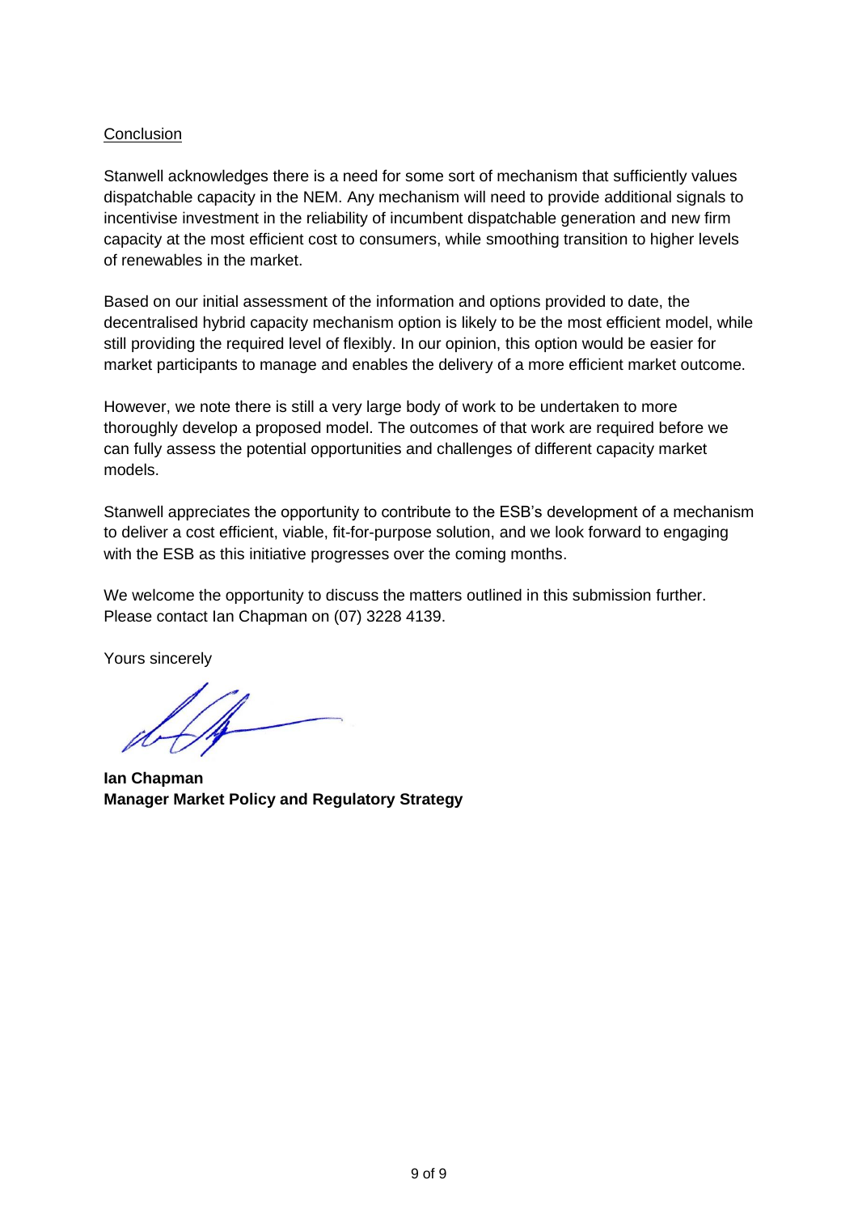Conclusion

Stanwell acknowledges there is a need for some sort of mechanism that sufficiently values dispatchable capacity in the NEM. Any mechanism will need to provide additional signals to incentivise investment in the reliability of incumbent dispatchable generation and new firm capacity at the most efficient cost to consumers, while smoothing transition to higher levels of renewables in the market.

Based on our initial assessment of the information and options provided to date, the decentralised hybrid capacity mechanism option is likely to be the most efficient model, while still providing the required level of flexibly. In our opinion, this option would be easier for market participants to manage and enables the delivery of a more efficient market outcome.

However, we note there is still a very large body of work to be undertaken to more thoroughly develop a proposed model. The outcomes of that work are required before we can fully assess the potential opportunities and challenges of different capacity market models.

Stanwell appreciates the opportunity to contribute to the ESB's development of a mechanism to deliver a cost efficient, viable, fit-for-purpose solution, and we look forward to engaging with the ESB as this initiative progresses over the coming months.

We welcome the opportunity to discuss the matters outlined in this submission further. Please contact Ian Chapman on (07) 3228 4139.

Yours sincerely

**Ian Chapman**
**Manager Market Policy and Regulatory Strategy**